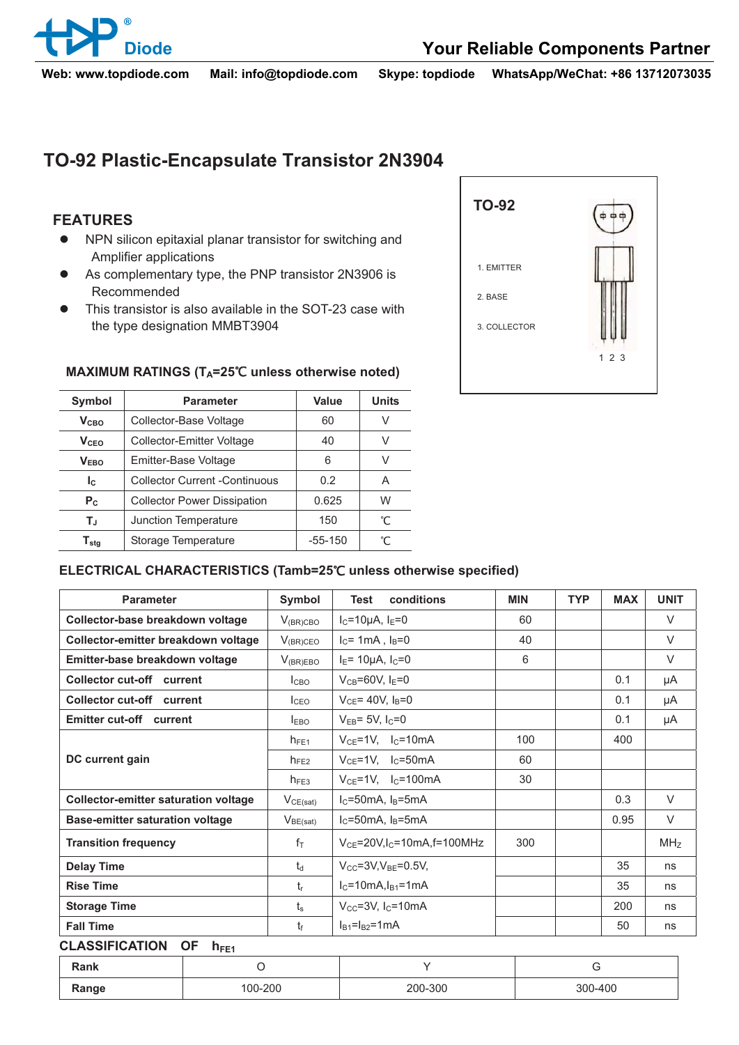# TO-92 Plastic-Encapsulate Transistor 2N3904

## FEATURES

- NPN silicon epitaxial planar transistor for switching and Amplifier applications
- As complementary type, the PNP transistor 2N3906 is Recommended
- This transistor is also available in the SOT-23 case with the type designation MMBT3904

**TO-92**

1. EMITTER
2. BASE
3. COLLECTOR

1 2 3

### MAXIMUM RATINGS ($T_A$=25℃ unless otherwise noted)

| Symbol | Parameter | Value | Units |
|---|---|---|---|
| $V_{CBO}$ | Collector-Base Voltage | 60 | V |
| $V_{CEO}$ | Collector-Emitter Voltage | 40 | V |
| $V_{EBO}$ | Emitter-Base Voltage | 6 | V |
| $I_C$ | Collector Current -Continuous | 0.2 | A |
| $P_C$ | Collector Power Dissipation | 0.625 | W |
| $T_J$ | Junction Temperature | 150 | ℃ |
| $T_{stg}$ | Storage Temperature | -55-150 | ℃ |

### ELECTRICAL CHARACTERISTICS (Tamb=25℃ unless otherwise specified)

| Parameter | Symbol | Test conditions | MIN | TYP | MAX | UNIT |
|---|---|---|---|---|---|---|
| **Collector-base breakdown voltage** | $V_{(BR)CBO}$ | $I_C$=10μA, $I_E$=0 | 60 | | | V |
| **Collector-emitter breakdown voltage** | $V_{(BR)CEO}$ | $I_C$= 1mA , $I_B$=0 | 40 | | | V |
| **Emitter-base breakdown voltage** | $V_{(BR)EBO}$ | $I_E$= 10μA, $I_C$=0 | 6 | | | V |
| **Collector cut-off current** | $I_{CBO}$ | $V_{CB}$=60V, $I_E$=0 | | | 0.1 | μA |
| **Collector cut-off current** | $I_{CEO}$ | $V_{CE}$= 40V, $I_B$=0 | | | 0.1 | μA |
| **Emitter cut-off current** | $I_{EBO}$ | $V_{EB}$= 5V, $I_C$=0 | | | 0.1 | μA |
| **DC current gain** | $h_{FE1}$ | $V_{CE}$=1V, $I_C$=10mA | 100 | | 400 | |
| | $h_{FE2}$ | $V_{CE}$=1V, $I_C$=50mA | 60 | | | |
| | $h_{FE3}$ | $V_{CE}$=1V, $I_C$=100mA | 30 | | | |
| **Collector-emitter saturation voltage** | $V_{CE(sat)}$ | $I_C$=50mA, $I_B$=5mA | | | 0.3 | V |
| **Base-emitter saturation voltage** | $V_{BE(sat)}$ | $I_C$=50mA, $I_B$=5mA | | | 0.95 | V |
| **Transition frequency** | $f_T$ | $V_{CE}$=20V,$I_C$=10mA,f=100MHz | 300 | | | MHz |
| **Delay Time** | $t_d$ | $V_{CC}$=3V,$V_{BE}$=0.5V, | | | 35 | ns |
| **Rise Time** | $t_r$ | $I_C$=10mA,$I_{B1}$=1mA | | | 35 | ns |
| **Storage Time** | $t_s$ | $V_{CC}$=3V, $I_C$=10mA | | | 200 | ns |
| **Fall Time** | $t_f$ | $I_{B1}$=$I_{B2}$=1mA | | | 50 | ns |

### CLASSIFICATION OF $h_{FE1}$

| Rank | O | Y | G |
|---|---|---|---|
| Range | 100-200 | 200-300 | 300-400 |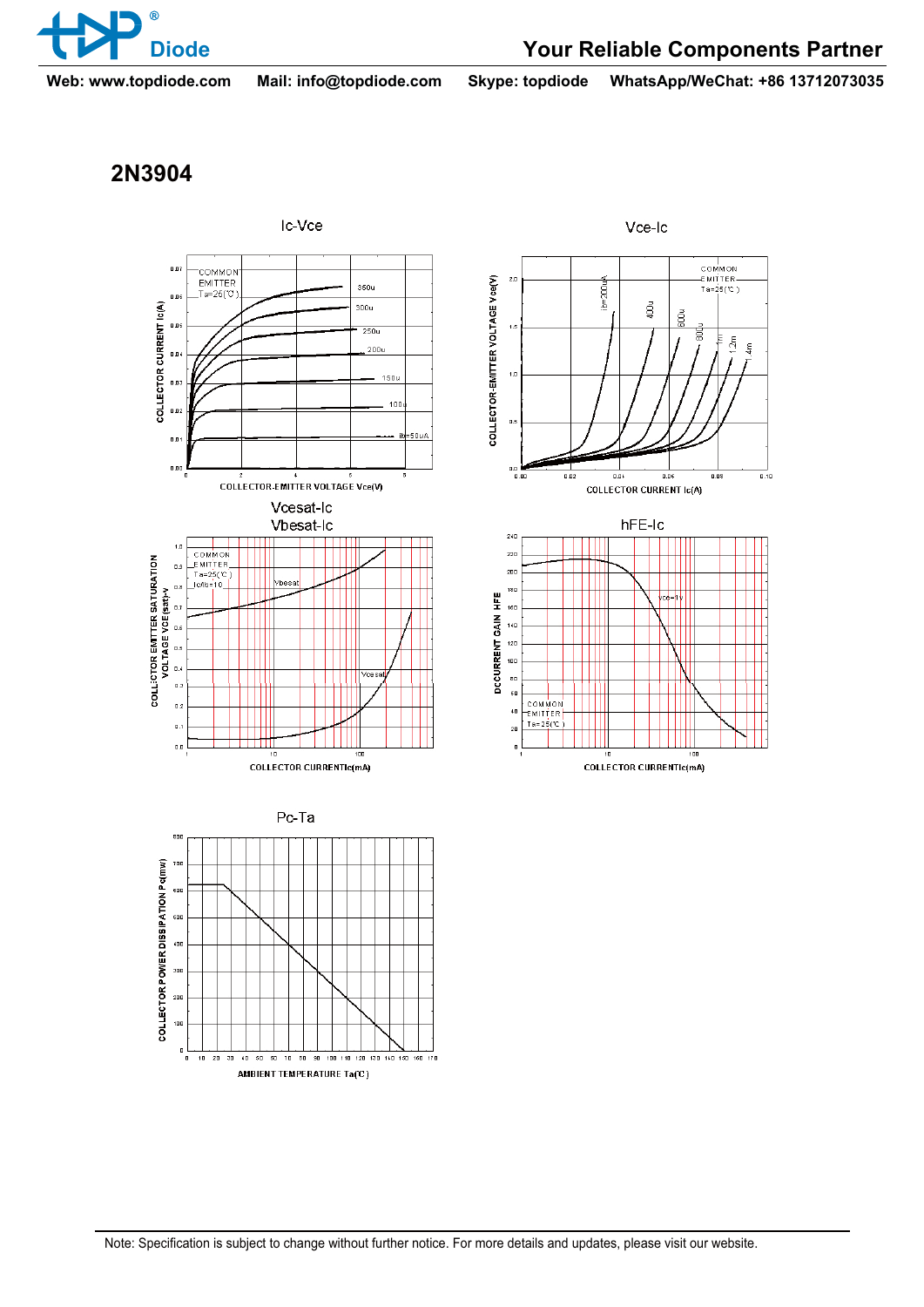# 2N3904

Ic-Vce

COMMON EMITTER Ta=25(℃)

COLLECTOR CURRENT Ic(A)

0.07
0.06
0.05
0.04
0.03
0.02
0.01
0.00

350u
300u
250u
200u
150u
100u
Ib=50uA

0 2 4 6 8

COLLECTOR-EMITTER VOLTAGE Vce(V)

Vce-Ic

COMMON EMITTER Ta=25(℃)

COLLECTER-EMITTER VOLTAGE Vce(V)

2.0
1.5
1.0
0.5
0.0

Ib=200uA
400u
600u
800u
1m
1.2m
1.4m

0.00 0.02 0.04 0.06 0.08 0.10

COLLECTOR CURRENT Ic(A)

Vcesat-Ic
Vbesat-Ic

COMMON EMITTER Ta=25(℃) Ic/Ib=10

COLLECTOR EMITTER SATURATION VOLTAGE VCE(sat)-V

1.0
0.9
0.8
0.7
0.6
0.5
0.4
0.3
0.2
0.1
0.0

Vbesat
Vcesat

1 10 100

COLLECTOR CURRENTIc(mA)

hFE-Ic

DCCURRENT GAIN HFE

240
220
200
180
160
140
120
100
80
60
40
20
0

Vce=1V

COMMON EMITTER Ta=25(℃)

1 10 100

COLLECTOR CURRENTIc(mA)

Pc-Ta

COLLECTOR POWER DISSIPATION Pc(mw)

800
700
600
500
400
300
200
100
0

0 10 20 30 40 50 60 70 80 90 100 110 120 130 140 150 160 170

AMBIENT TEMPERATURE Ta(℃)

Note: Specification is subject to change without further notice. For more details and updates, please visit our website.